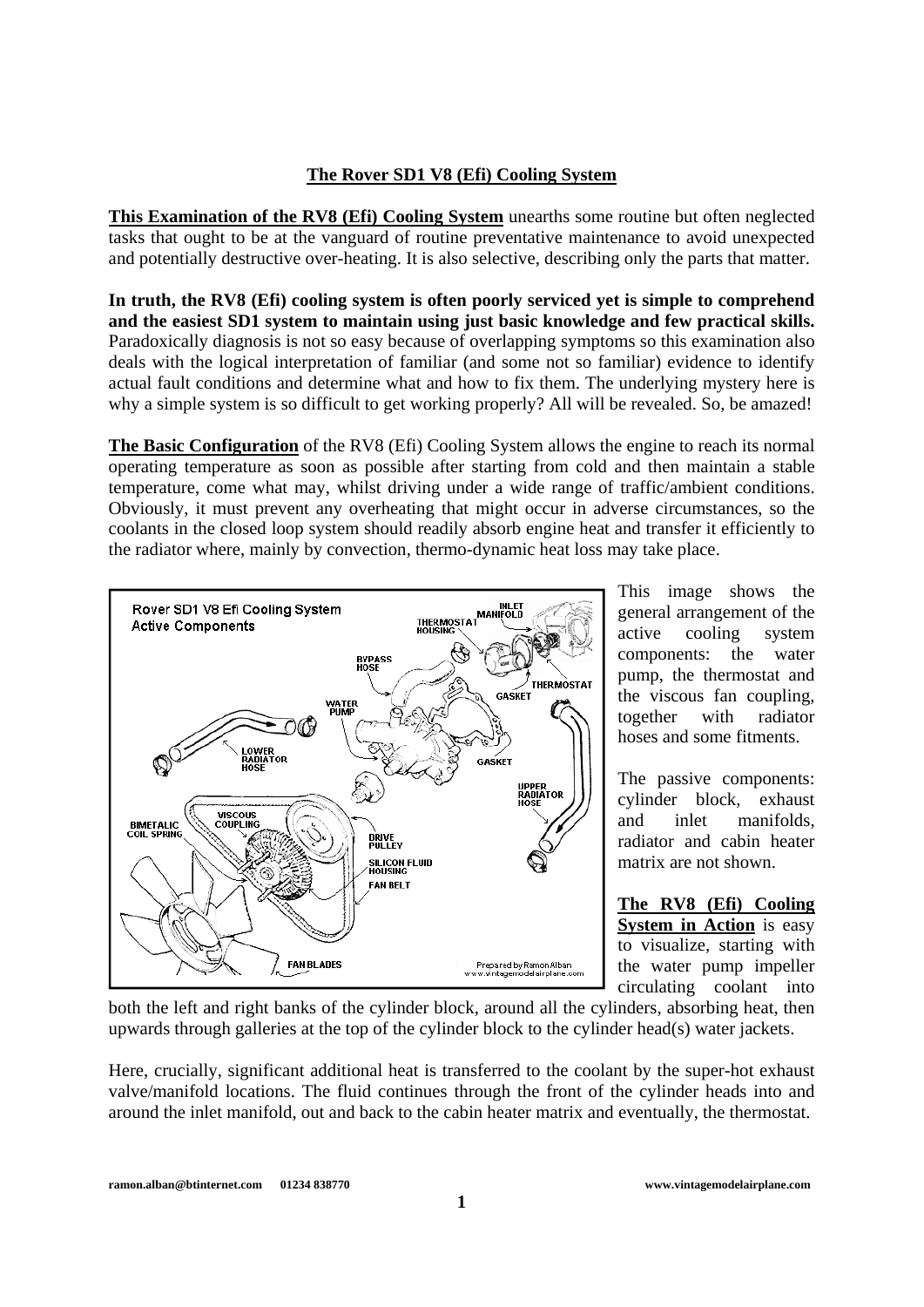# The Rover SD1 V8 (Efi) Cooling System

**This Examination of the RV8 (Efi) Cooling System** unearths some routine but often neglected tasks that ought to be at the vanguard of routine preventative maintenance to avoid unexpected and potentially destructive over-heating. It is also selective, describing only the parts that matter.

**In truth, the RV8 (Efi) cooling system is often poorly serviced yet is simple to comprehend and the easiest SD1 system to maintain using just basic knowledge and few practical skills.** Paradoxically diagnosis is not so easy because of overlapping symptoms so this examination also deals with the logical interpretation of familiar (and some not so familiar) evidence to identify actual fault conditions and determine what and how to fix them. The underlying mystery here is why a simple system is so difficult to get working properly? All will be revealed. So, be amazed!

**The Basic Configuration** of the RV8 (Efi) Cooling System allows the engine to reach its normal operating temperature as soon as possible after starting from cold and then maintain a stable temperature, come what may, whilst driving under a wide range of traffic/ambient conditions. Obviously, it must prevent any overheating that might occur in adverse circumstances, so the coolants in the closed loop system should readily absorb engine heat and transfer it efficiently to the radiator where, mainly by convection, thermo-dynamic heat loss may take place.

Rover SD1 V8 Efi Cooling System Active Components

INLET MANIFOLD, THERMOSTAT HOUSING, BYPASS HOSE, THERMOSTAT, WATER PUMP, GASKET, LOWER RADIATOR HOSE, GASKET, UPPER RADIATOR HOSE, VISCOUS COUPLING, BIMETALIC COIL SPRING, DRIVE PULLEY, SILICON FLUID HOUSING, FAN BELT, FAN BLADES

Prepared by Ramon Alban www.vintagemodelairplane.com

This image shows the general arrangement of the active cooling system components: the water pump, the thermostat and the viscous fan coupling, together with radiator hoses and some fitments.

The passive components: cylinder block, exhaust and inlet manifolds, radiator and cabin heater matrix are not shown.

**The RV8 (Efi) Cooling System in Action** is easy to visualize, starting with the water pump impeller circulating coolant into both the left and right banks of the cylinder block, around all the cylinders, absorbing heat, then upwards through galleries at the top of the cylinder block to the cylinder head(s) water jackets.

Here, crucially, significant additional heat is transferred to the coolant by the super-hot exhaust valve/manifold locations. The fluid continues through the front of the cylinder heads into and around the inlet manifold, out and back to the cabin heater matrix and eventually, the thermostat.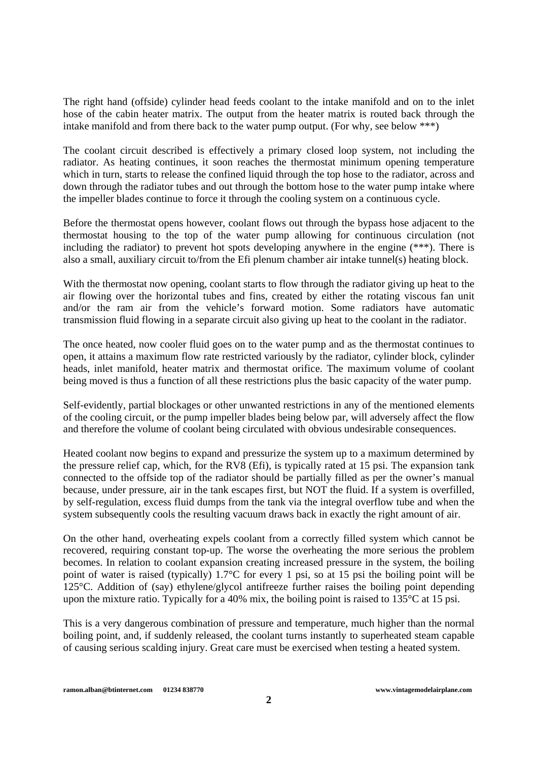The right hand (offside) cylinder head feeds coolant to the intake manifold and on to the inlet hose of the cabin heater matrix. The output from the heater matrix is routed back through the intake manifold and from there back to the water pump output. (For why, see below ***)

The coolant circuit described is effectively a primary closed loop system, not including the radiator. As heating continues, it soon reaches the thermostat minimum opening temperature which in turn, starts to release the confined liquid through the top hose to the radiator, across and down through the radiator tubes and out through the bottom hose to the water pump intake where the impeller blades continue to force it through the cooling system on a continuous cycle.

Before the thermostat opens however, coolant flows out through the bypass hose adjacent to the thermostat housing to the top of the water pump allowing for continuous circulation (not including the radiator) to prevent hot spots developing anywhere in the engine (***). There is also a small, auxiliary circuit to/from the Efi plenum chamber air intake tunnel(s) heating block.

With the thermostat now opening, coolant starts to flow through the radiator giving up heat to the air flowing over the horizontal tubes and fins, created by either the rotating viscous fan unit and/or the ram air from the vehicle's forward motion. Some radiators have automatic transmission fluid flowing in a separate circuit also giving up heat to the coolant in the radiator.

The once heated, now cooler fluid goes on to the water pump and as the thermostat continues to open, it attains a maximum flow rate restricted variously by the radiator, cylinder block, cylinder heads, inlet manifold, heater matrix and thermostat orifice. The maximum volume of coolant being moved is thus a function of all these restrictions plus the basic capacity of the water pump.

Self-evidently, partial blockages or other unwanted restrictions in any of the mentioned elements of the cooling circuit, or the pump impeller blades being below par, will adversely affect the flow and therefore the volume of coolant being circulated with obvious undesirable consequences.

Heated coolant now begins to expand and pressurize the system up to a maximum determined by the pressure relief cap, which, for the RV8 (Efi), is typically rated at 15 psi. The expansion tank connected to the offside top of the radiator should be partially filled as per the owner's manual because, under pressure, air in the tank escapes first, but NOT the fluid. If a system is overfilled, by self-regulation, excess fluid dumps from the tank via the integral overflow tube and when the system subsequently cools the resulting vacuum draws back in exactly the right amount of air.

On the other hand, overheating expels coolant from a correctly filled system which cannot be recovered, requiring constant top-up. The worse the overheating the more serious the problem becomes. In relation to coolant expansion creating increased pressure in the system, the boiling point of water is raised (typically) 1.7°C for every 1 psi, so at 15 psi the boiling point will be 125°C. Addition of (say) ethylene/glycol antifreeze further raises the boiling point depending upon the mixture ratio. Typically for a 40% mix, the boiling point is raised to 135°C at 15 psi.

This is a very dangerous combination of pressure and temperature, much higher than the normal boiling point, and, if suddenly released, the coolant turns instantly to superheated steam capable of causing serious scalding injury. Great care must be exercised when testing a heated system.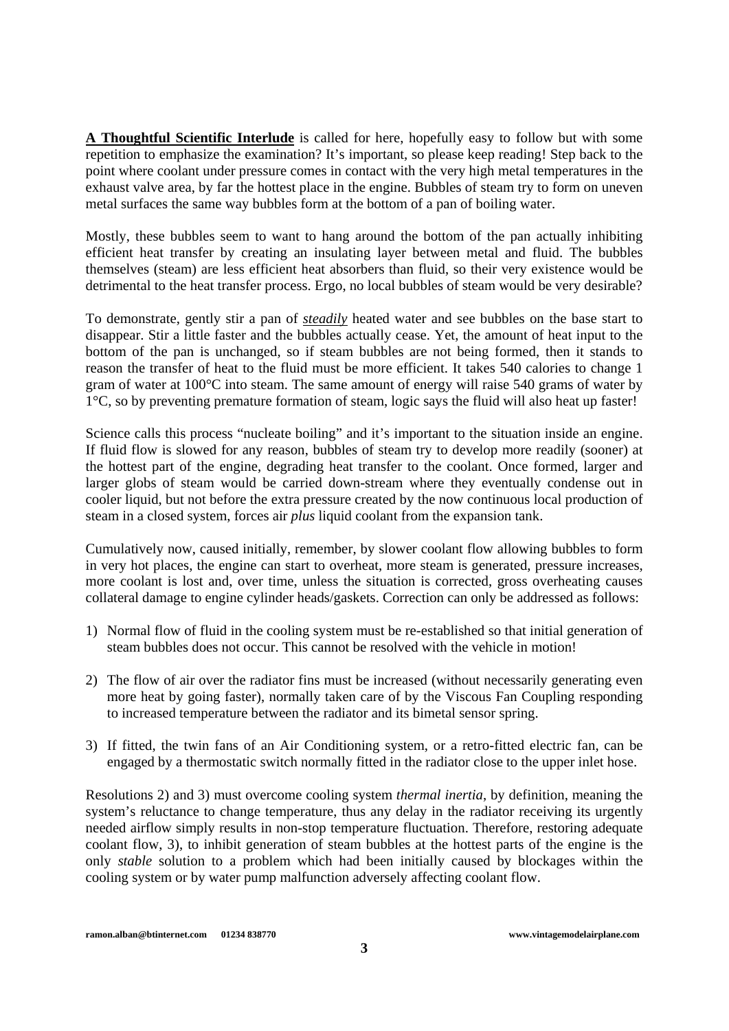**<u>A Thoughtful Scientific Interlude</u>** is called for here, hopefully easy to follow but with some repetition to emphasize the examination? It's important, so please keep reading! Step back to the point where coolant under pressure comes in contact with the very high metal temperatures in the exhaust valve area, by far the hottest place in the engine. Bubbles of steam try to form on uneven metal surfaces the same way bubbles form at the bottom of a pan of boiling water.

Mostly, these bubbles seem to want to hang around the bottom of the pan actually inhibiting efficient heat transfer by creating an insulating layer between metal and fluid. The bubbles themselves (steam) are less efficient heat absorbers than fluid, so their very existence would be detrimental to the heat transfer process. Ergo, no local bubbles of steam would be very desirable?

To demonstrate, gently stir a pan of ***<u>steadily</u>*** heated water and see bubbles on the base start to disappear. Stir a little faster and the bubbles actually cease. Yet, the amount of heat input to the bottom of the pan is unchanged, so if steam bubbles are not being formed, then it stands to reason the transfer of heat to the fluid must be more efficient. It takes 540 calories to change 1 gram of water at 100°C into steam. The same amount of energy will raise 540 grams of water by 1°C, so by preventing premature formation of steam, logic says the fluid will also heat up faster!

Science calls this process "nucleate boiling" and it's important to the situation inside an engine. If fluid flow is slowed for any reason, bubbles of steam try to develop more readily (sooner) at the hottest part of the engine, degrading heat transfer to the coolant. Once formed, larger and larger globs of steam would be carried down-stream where they eventually condense out in cooler liquid, but not before the extra pressure created by the now continuous local production of steam in a closed system, forces air *plus* liquid coolant from the expansion tank.

Cumulatively now, caused initially, remember, by slower coolant flow allowing bubbles to form in very hot places, the engine can start to overheat, more steam is generated, pressure increases, more coolant is lost and, over time, unless the situation is corrected, gross overheating causes collateral damage to engine cylinder heads/gaskets. Correction can only be addressed as follows:

1) Normal flow of fluid in the cooling system must be re-established so that initial generation of steam bubbles does not occur. This cannot be resolved with the vehicle in motion!

2) The flow of air over the radiator fins must be increased (without necessarily generating even more heat by going faster), normally taken care of by the Viscous Fan Coupling responding to increased temperature between the radiator and its bimetal sensor spring.

3) If fitted, the twin fans of an Air Conditioning system, or a retro-fitted electric fan, can be engaged by a thermostatic switch normally fitted in the radiator close to the upper inlet hose.

Resolutions 2) and 3) must overcome cooling system *thermal inertia*, by definition, meaning the system's reluctance to change temperature, thus any delay in the radiator receiving its urgently needed airflow simply results in non-stop temperature fluctuation. Therefore, restoring adequate coolant flow, 3), to inhibit generation of steam bubbles at the hottest parts of the engine is the only *stable* solution to a problem which had been initially caused by blockages within the cooling system or by water pump malfunction adversely affecting coolant flow.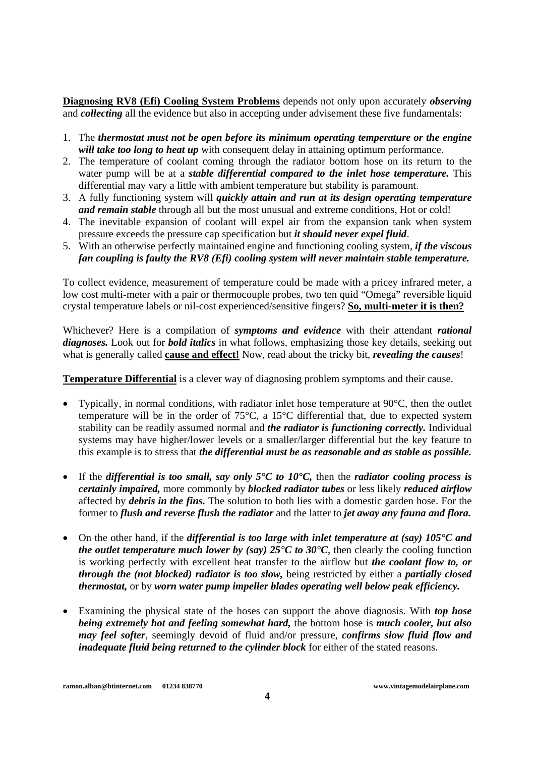**Diagnosing RV8 (Efi) Cooling System Problems** depends not only upon accurately ***observing*** and ***collecting*** all the evidence but also in accepting under advisement these five fundamentals:

1. The ***thermostat must not be open before its minimum operating temperature or the engine will take too long to heat up*** with consequent delay in attaining optimum performance.
2. The temperature of coolant coming through the radiator bottom hose on its return to the water pump will be at a ***stable differential compared to the inlet hose temperature.*** This differential may vary a little with ambient temperature but stability is paramount.
3. A fully functioning system will ***quickly attain and run at its design operating temperature and remain stable*** through all but the most unusual and extreme conditions, Hot or cold!
4. The inevitable expansion of coolant will expel air from the expansion tank when system pressure exceeds the pressure cap specification but ***it should never expel fluid***.
5. With an otherwise perfectly maintained engine and functioning cooling system, ***if the viscous fan coupling is faulty the RV8 (Efi) cooling system will never maintain stable temperature.***

To collect evidence, measurement of temperature could be made with a pricey infrared meter, a low cost multi-meter with a pair or thermocouple probes, two ten quid "Omega" reversible liquid crystal temperature labels or nil-cost experienced/sensitive fingers? **So, multi-meter it is then?**

Whichever? Here is a compilation of ***symptoms and evidence*** with their attendant ***rational diagnoses.*** Look out for ***bold italics*** in what follows, emphasizing those key details, seeking out what is generally called **cause and effect!** Now, read about the tricky bit, ***revealing the causes***!

**Temperature Differential** is a clever way of diagnosing problem symptoms and their cause.

- Typically, in normal conditions, with radiator inlet hose temperature at 90°C, then the outlet temperature will be in the order of 75°C, a 15°C differential that, due to expected system stability can be readily assumed normal and ***the radiator is functioning correctly.*** Individual systems may have higher/lower levels or a smaller/larger differential but the key feature to this example is to stress that ***the differential must be as reasonable and as stable as possible.***

- If the ***differential is too small, say only 5°C to 10°C,*** then the ***radiator cooling process is certainly impaired,*** more commonly by ***blocked radiator tubes*** or less likely ***reduced airflow*** affected by ***debris in the fins.*** The solution to both lies with a domestic garden hose. For the former to ***flush and reverse flush the radiator*** and the latter to ***jet away any fauna and flora.***

- On the other hand, if the ***differential is too large with inlet temperature at (say) 105°C and the outlet temperature much lower by (say) 25°C to 30°C***, then clearly the cooling function is working perfectly with excellent heat transfer to the airflow but ***the coolant flow to, or through the (not blocked) radiator is too slow,*** being restricted by either a ***partially closed thermostat,*** or by ***worn water pump impeller blades operating well below peak efficiency.***

- Examining the physical state of the hoses can support the above diagnosis. With ***top hose being extremely hot and feeling somewhat hard,*** the bottom hose is ***much cooler, but also may feel softer***, seemingly devoid of fluid and/or pressure, ***confirms slow fluid flow and inadequate fluid being returned to the cylinder block*** for either of the stated reasons.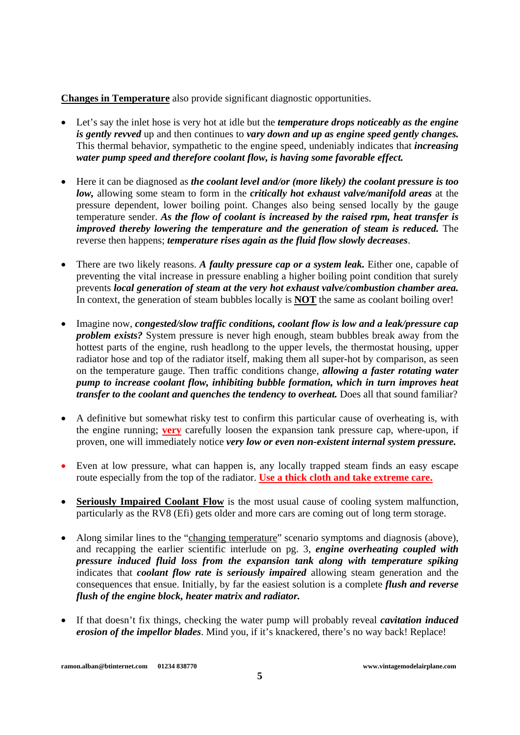<u>**Changes in Temperature**</u> also provide significant diagnostic opportunities.

- Let's say the inlet hose is very hot at idle but the ***temperature drops noticeably as the engine is gently revved*** up and then continues to ***vary down and up as engine speed gently changes.*** This thermal behavior, sympathetic to the engine speed, undeniably indicates that ***increasing water pump speed and therefore coolant flow, is having some favorable effect.***

- Here it can be diagnosed as ***the coolant level and/or (more likely) the coolant pressure is too low,*** allowing some steam to form in the ***critically hot exhaust valve/manifold areas*** at the pressure dependent, lower boiling point. Changes also being sensed locally by the gauge temperature sender. ***As the flow of coolant is increased by the raised rpm, heat transfer is improved thereby lowering the temperature and the generation of steam is reduced.*** The reverse then happens; ***temperature rises again as the fluid flow slowly decreases***.

- There are two likely reasons. ***A faulty pressure cap or a system leak.*** Either one, capable of preventing the vital increase in pressure enabling a higher boiling point condition that surely prevents ***local generation of steam at the very hot exhaust valve/combustion chamber area.*** In context, the generation of steam bubbles locally is <u>**NOT**</u> the same as coolant boiling over!

- Imagine now, ***congested/slow traffic conditions, coolant flow is low and a leak/pressure cap problem exists?*** System pressure is never high enough, steam bubbles break away from the hottest parts of the engine, rush headlong to the upper levels, the thermostat housing, upper radiator hose and top of the radiator itself, making them all super-hot by comparison, as seen on the temperature gauge. Then traffic conditions change, ***allowing a faster rotating water pump to increase coolant flow, inhibiting bubble formation, which in turn improves heat transfer to the coolant and quenches the tendency to overheat.*** Does all that sound familiar?

- A definitive but somewhat risky test to confirm this particular cause of overheating is, with the engine running; <u>**very**</u> carefully loosen the expansion tank pressure cap, where-upon, if proven, one will immediately notice ***very low or even non-existent internal system pressure.***

- Even at low pressure, what can happen is, any locally trapped steam finds an easy escape route especially from the top of the radiator. <u>**Use a thick cloth and take extreme care.**</u>

- <u>**Seriously Impaired Coolant Flow**</u> is the most usual cause of cooling system malfunction, particularly as the RV8 (Efi) gets older and more cars are coming out of long term storage.

- Along similar lines to the "<u>changing temperature</u>" scenario symptoms and diagnosis (above), and recapping the earlier scientific interlude on pg. 3, ***engine overheating coupled with pressure induced fluid loss from the expansion tank along with temperature spiking*** indicates that ***coolant flow rate is seriously impaired*** allowing steam generation and the consequences that ensue. Initially, by far the easiest solution is a complete ***flush and reverse flush of the engine block, heater matrix and radiator.***

- If that doesn't fix things, checking the water pump will probably reveal ***cavitation induced erosion of the impellor blades***. Mind you, if it's knackered, there's no way back! Replace!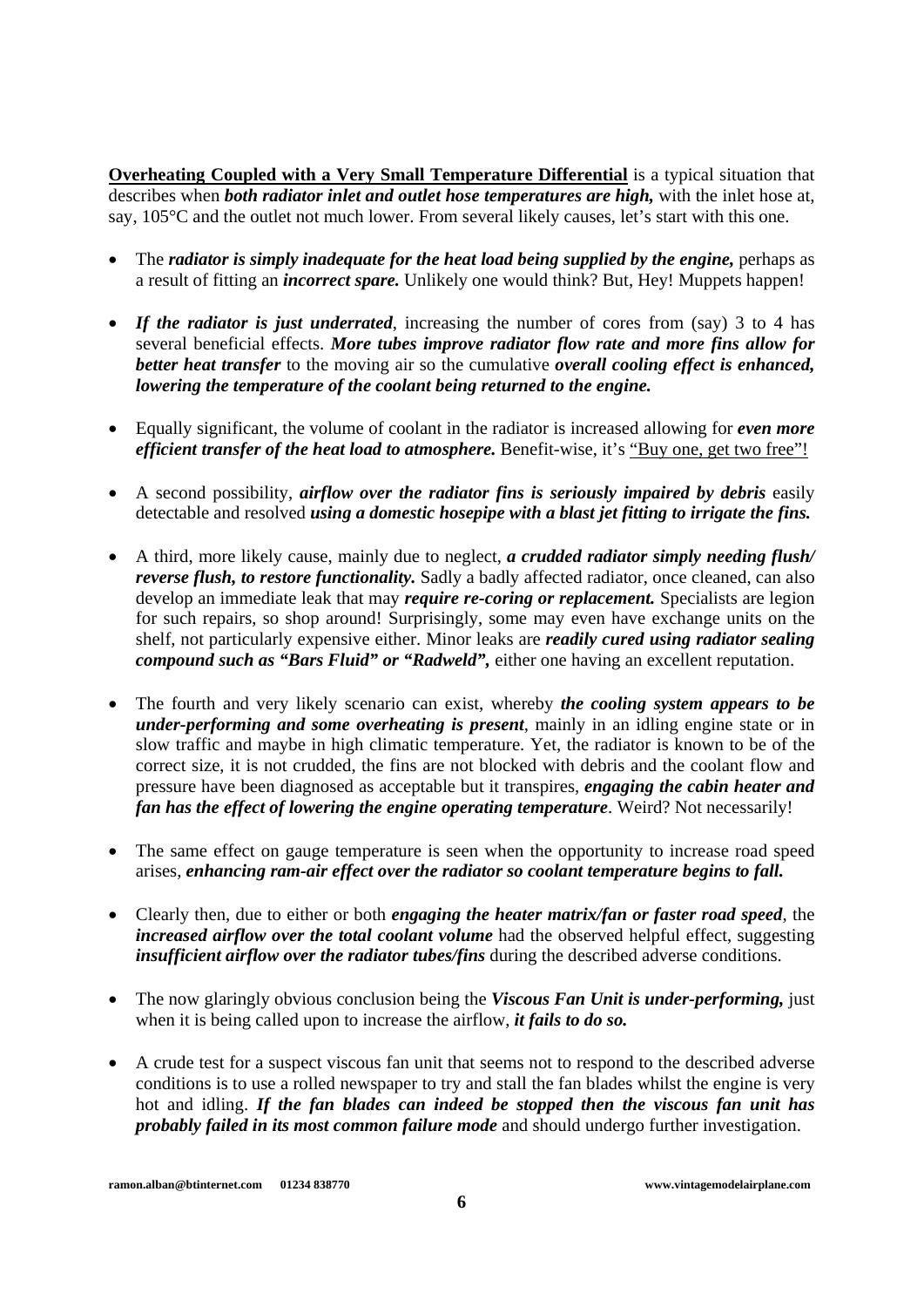**<u>Overheating Coupled with a Very Small Temperature Differential</u>** is a typical situation that describes when ***both radiator inlet and outlet hose temperatures are high,*** with the inlet hose at, say, 105°C and the outlet not much lower. From several likely causes, let's start with this one.

- The ***radiator is simply inadequate for the heat load being supplied by the engine,*** perhaps as a result of fitting an ***incorrect spare.*** Unlikely one would think? But, Hey! Muppets happen!

- ***If the radiator is just underrated***, increasing the number of cores from (say) 3 to 4 has several beneficial effects. ***More tubes improve radiator flow rate and more fins allow for better heat transfer*** to the moving air so the cumulative ***overall cooling effect is enhanced, lowering the temperature of the coolant being returned to the engine.***

- Equally significant, the volume of coolant in the radiator is increased allowing for ***even more efficient transfer of the heat load to atmosphere.*** Benefit-wise, it's <u>"Buy one, get two free"!</u>

- A second possibility, ***airflow over the radiator fins is seriously impaired by debris*** easily detectable and resolved ***using a domestic hosepipe with a blast jet fitting to irrigate the fins.***

- A third, more likely cause, mainly due to neglect, ***a crudded radiator simply needing flush/ reverse flush, to restore functionality.*** Sadly a badly affected radiator, once cleaned, can also develop an immediate leak that may ***require re-coring or replacement.*** Specialists are legion for such repairs, so shop around! Surprisingly, some may even have exchange units on the shelf, not particularly expensive either. Minor leaks are ***readily cured using radiator sealing compound such as "Bars Fluid" or "Radweld",*** either one having an excellent reputation.

- The fourth and very likely scenario can exist, whereby ***the cooling system appears to be under-performing and some overheating is present***, mainly in an idling engine state or in slow traffic and maybe in high climatic temperature. Yet, the radiator is known to be of the correct size, it is not crudded, the fins are not blocked with debris and the coolant flow and pressure have been diagnosed as acceptable but it transpires, ***engaging the cabin heater and fan has the effect of lowering the engine operating temperature***. Weird? Not necessarily!

- The same effect on gauge temperature is seen when the opportunity to increase road speed arises, ***enhancing ram-air effect over the radiator so coolant temperature begins to fall.***

- Clearly then, due to either or both ***engaging the heater matrix/fan or faster road speed***, the ***increased airflow over the total coolant volume*** had the observed helpful effect, suggesting ***insufficient airflow over the radiator tubes/fins*** during the described adverse conditions.

- The now glaringly obvious conclusion being the ***Viscous Fan Unit is under-performing,*** just when it is being called upon to increase the airflow, ***it fails to do so.***

- A crude test for a suspect viscous fan unit that seems not to respond to the described adverse conditions is to use a rolled newspaper to try and stall the fan blades whilst the engine is very hot and idling. ***If the fan blades can indeed be stopped then the viscous fan unit has probably failed in its most common failure mode*** and should undergo further investigation.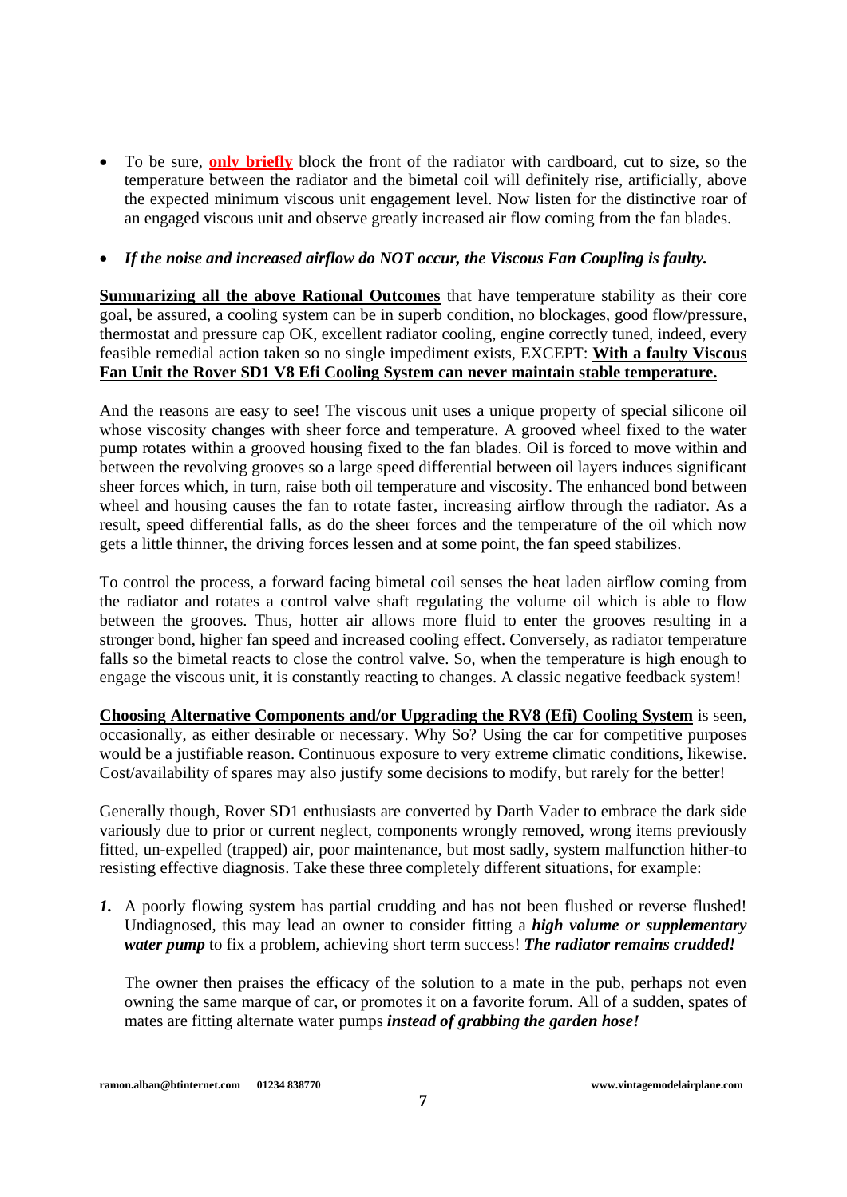- To be sure, **only briefly** block the front of the radiator with cardboard, cut to size, so the temperature between the radiator and the bimetal coil will definitely rise, artificially, above the expected minimum viscous unit engagement level. Now listen for the distinctive roar of an engaged viscous unit and observe greatly increased air flow coming from the fan blades.

- ***If the noise and increased airflow do NOT occur, the Viscous Fan Coupling is faulty.***

**Summarizing all the above Rational Outcomes** that have temperature stability as their core goal, be assured, a cooling system can be in superb condition, no blockages, good flow/pressure, thermostat and pressure cap OK, excellent radiator cooling, engine correctly tuned, indeed, every feasible remedial action taken so no single impediment exists, EXCEPT: **With a faulty Viscous Fan Unit the Rover SD1 V8 Efi Cooling System can never maintain stable temperature.**

And the reasons are easy to see! The viscous unit uses a unique property of special silicone oil whose viscosity changes with sheer force and temperature. A grooved wheel fixed to the water pump rotates within a grooved housing fixed to the fan blades. Oil is forced to move within and between the revolving grooves so a large speed differential between oil layers induces significant sheer forces which, in turn, raise both oil temperature and viscosity. The enhanced bond between wheel and housing causes the fan to rotate faster, increasing airflow through the radiator. As a result, speed differential falls, as do the sheer forces and the temperature of the oil which now gets a little thinner, the driving forces lessen and at some point, the fan speed stabilizes.

To control the process, a forward facing bimetal coil senses the heat laden airflow coming from the radiator and rotates a control valve shaft regulating the volume oil which is able to flow between the grooves. Thus, hotter air allows more fluid to enter the grooves resulting in a stronger bond, higher fan speed and increased cooling effect. Conversely, as radiator temperature falls so the bimetal reacts to close the control valve. So, when the temperature is high enough to engage the viscous unit, it is constantly reacting to changes. A classic negative feedback system!

**Choosing Alternative Components and/or Upgrading the RV8 (Efi) Cooling System** is seen, occasionally, as either desirable or necessary. Why So? Using the car for competitive purposes would be a justifiable reason. Continuous exposure to very extreme climatic conditions, likewise. Cost/availability of spares may also justify some decisions to modify, but rarely for the better!

Generally though, Rover SD1 enthusiasts are converted by Darth Vader to embrace the dark side variously due to prior or current neglect, components wrongly removed, wrong items previously fitted, un-expelled (trapped) air, poor maintenance, but most sadly, system malfunction hither-to resisting effective diagnosis. Take these three completely different situations, for example:

***1.*** A poorly flowing system has partial crudding and has not been flushed or reverse flushed! Undiagnosed, this may lead an owner to consider fitting a ***high volume or supplementary water pump*** to fix a problem, achieving short term success! ***The radiator remains crudded!***

The owner then praises the efficacy of the solution to a mate in the pub, perhaps not even owning the same marque of car, or promotes it on a favorite forum. All of a sudden, spates of mates are fitting alternate water pumps ***instead of grabbing the garden hose!***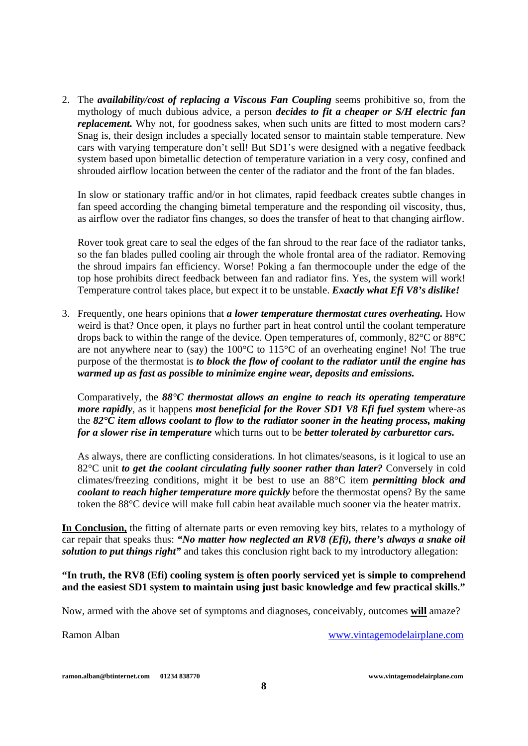2. The ***availability/cost of replacing a Viscous Fan Coupling*** seems prohibitive so, from the mythology of much dubious advice, a person ***decides to fit a cheaper or S/H electric fan replacement.*** Why not, for goodness sakes, when such units are fitted to most modern cars? Snag is, their design includes a specially located sensor to maintain stable temperature. New cars with varying temperature don't sell! But SD1's were designed with a negative feedback system based upon bimetallic detection of temperature variation in a very cosy, confined and shrouded airflow location between the center of the radiator and the front of the fan blades.

   In slow or stationary traffic and/or in hot climates, rapid feedback creates subtle changes in fan speed according the changing bimetal temperature and the responding oil viscosity, thus, as airflow over the radiator fins changes, so does the transfer of heat to that changing airflow.

   Rover took great care to seal the edges of the fan shroud to the rear face of the radiator tanks, so the fan blades pulled cooling air through the whole frontal area of the radiator. Removing the shroud impairs fan efficiency. Worse! Poking a fan thermocouple under the edge of the top hose prohibits direct feedback between fan and radiator fins. Yes, the system will work! Temperature control takes place, but expect it to be unstable. ***Exactly what Efi V8's dislike!***

3. Frequently, one hears opinions that ***a lower temperature thermostat cures overheating.*** How weird is that? Once open, it plays no further part in heat control until the coolant temperature drops back to within the range of the device. Open temperatures of, commonly, 82°C or 88°C are not anywhere near to (say) the 100°C to 115°C of an overheating engine! No! The true purpose of the thermostat is ***to block the flow of coolant to the radiator until the engine has warmed up as fast as possible to minimize engine wear, deposits and emissions.***

   Comparatively, the ***88°C thermostat allows an engine to reach its operating temperature more rapidly***, as it happens ***most beneficial for the Rover SD1 V8 Efi fuel system*** where-as the ***82°C item allows coolant to flow to the radiator sooner in the heating process, making for a slower rise in temperature*** which turns out to be ***better tolerated by carburettor cars.***

   As always, there are conflicting considerations. In hot climates/seasons, is it logical to use an 82°C unit ***to get the coolant circulating fully sooner rather than later?*** Conversely in cold climates/freezing conditions, might it be best to use an 88°C item ***permitting block and coolant to reach higher temperature more quickly*** before the thermostat opens? By the same token the 88°C device will make full cabin heat available much sooner via the heater matrix.

**In Conclusion,** the fitting of alternate parts or even removing key bits, relates to a mythology of car repair that speaks thus: ***"No matter how neglected an RV8 (Efi), there's always a snake oil solution to put things right"*** and takes this conclusion right back to my introductory allegation:

**"In truth, the RV8 (Efi) cooling system is often poorly serviced yet is simple to comprehend and the easiest SD1 system to maintain using just basic knowledge and few practical skills."**

Now, armed with the above set of symptoms and diagnoses, conceivably, outcomes **will** amaze?

Ramon Alban www.vintagemodelairplane.com

**ramon.alban@btinternet.com 01234 838770 www.vintagemodelairplane.com**